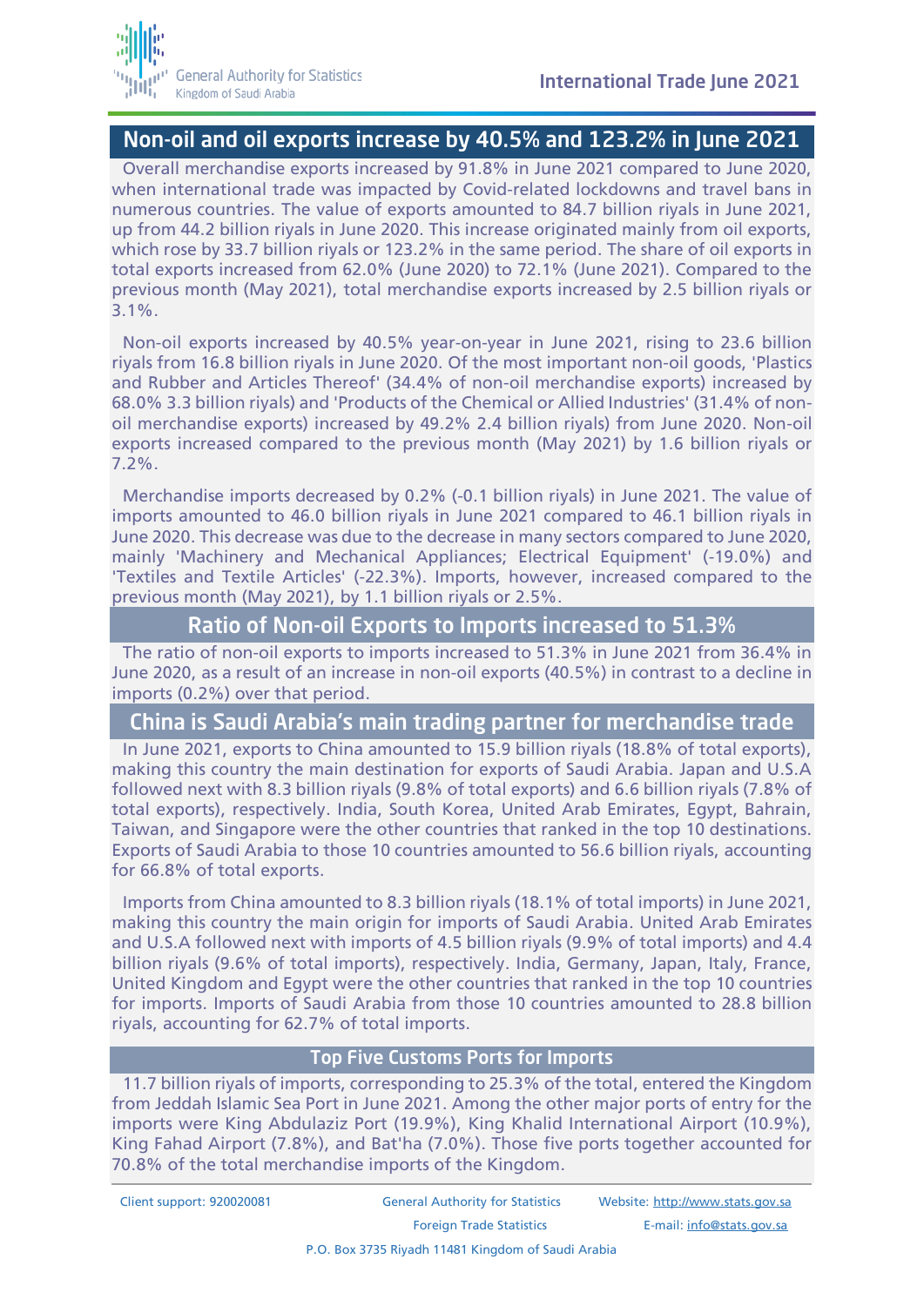# Non-oil and oil exports increase by 40.5% and 123.2% in June 2021

Overall merchandise exports increased by 91.8% in June 2021 compared to June 2020, when international trade was impacted by Covid-related lockdowns and travel bans in numerous countries. The value of exports amounted to 84.7 billion riyals in June 2021, up from 44.2 billion riyals in June 2020. This increase originated mainly from oil exports, which rose by 33.7 billion riyals or 123.2% in the same period. The share of oil exports in total exports increased from 62.0% (June 2020) to 72.1% (June 2021). Compared to the previous month (May 2021), total merchandise exports increased by 2.5 billion riyals or 3.1%.

Non-oil exports increased by 40.5% year-on-year in June 2021, rising to 23.6 billion riyals from 16.8 billion riyals in June 2020. Of the most important non-oil goods, 'Plastics and Rubber and Articles Thereof' (34.4% of non-oil merchandise exports) increased by 68.0% 3.3 billion riyals) and 'Products of the Chemical or Allied Industries' (31.4% of non-oil merchandise exports) increased by 49.2% 2.4 billion riyals) from June 2020. Non-oil exports increased compared to the previous month (May 2021) by 1.6 billion riyals or 7.2%.

Merchandise imports decreased by 0.2% (-0.1 billion riyals) in June 2021. The value of imports amounted to 46.0 billion riyals in June 2021 compared to 46.1 billion riyals in June 2020. This decrease was due to the decrease in many sectors compared to June 2020, mainly 'Machinery and Mechanical Appliances; Electrical Equipment' (-19.0%) and 'Textiles and Textile Articles' (-22.3%). Imports, however, increased compared to the previous month (May 2021), by 1.1 billion riyals or 2.5%.

## Ratio of Non-oil Exports to Imports increased to 51.3%

The ratio of non-oil exports to imports increased to 51.3% in June 2021 from 36.4% in June 2020, as a result of an increase in non-oil exports (40.5%) in contrast to a decline in imports (0.2%) over that period.

## China is Saudi Arabia's main trading partner for merchandise trade

In June 2021, exports to China amounted to 15.9 billion riyals (18.8% of total exports), making this country the main destination for exports of Saudi Arabia. Japan and U.S.A followed next with 8.3 billion riyals (9.8% of total exports) and 6.6 billion riyals (7.8% of total exports), respectively. India, South Korea, United Arab Emirates, Egypt, Bahrain, Taiwan, and Singapore were the other countries that ranked in the top 10 destinations. Exports of Saudi Arabia to those 10 countries amounted to 56.6 billion riyals, accounting for 66.8% of total exports.

Imports from China amounted to 8.3 billion riyals (18.1% of total imports) in June 2021, making this country the main origin for imports of Saudi Arabia. United Arab Emirates and U.S.A followed next with imports of 4.5 billion riyals (9.9% of total imports) and 4.4 billion riyals (9.6% of total imports), respectively. India, Germany, Japan, Italy, France, United Kingdom and Egypt were the other countries that ranked in the top 10 countries for imports. Imports of Saudi Arabia from those 10 countries amounted to 28.8 billion riyals, accounting for 62.7% of total imports.

### Top Five Customs Ports for Imports

11.7 billion riyals of imports, corresponding to 25.3% of the total, entered the Kingdom from Jeddah Islamic Sea Port in June 2021. Among the other major ports of entry for the imports were King Abdulaziz Port (19.9%), King Khalid International Airport (10.9%), King Fahad Airport (7.8%), and Bat'ha (7.0%). Those five ports together accounted for 70.8% of the total merchandise imports of the Kingdom.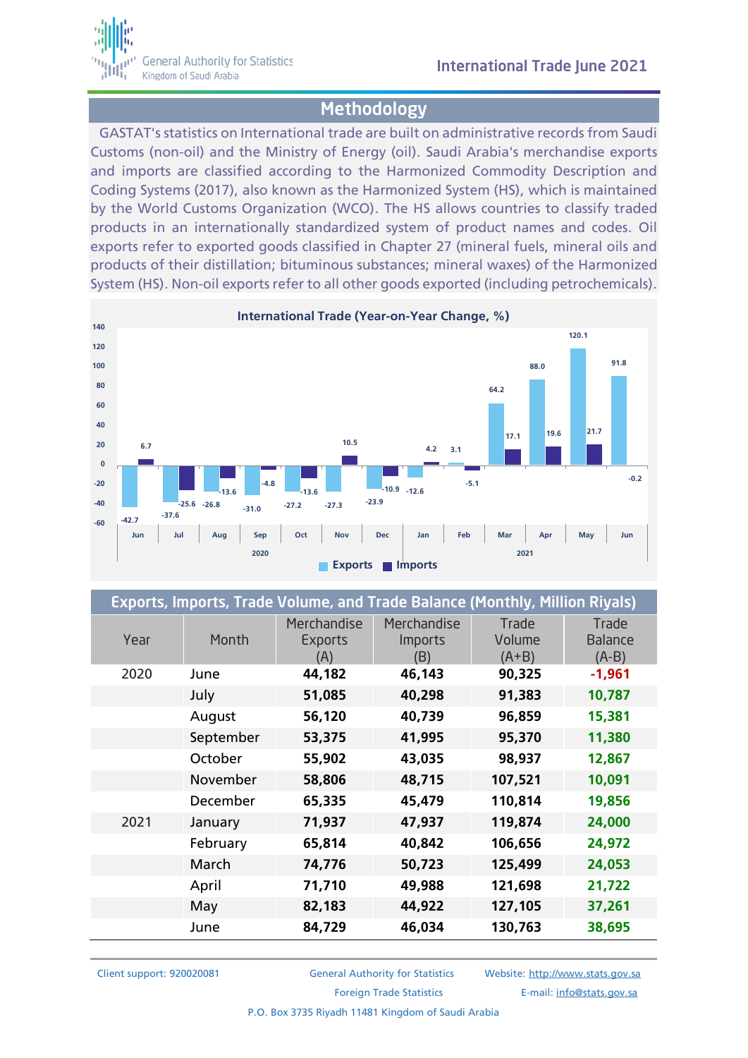## Methodology

GASTAT's statistics on International trade are built on administrative records from Saudi Customs (non-oil) and the Ministry of Energy (oil). Saudi Arabia's merchandise exports and imports are classified according to the Harmonized Commodity Description and Coding Systems (2017), also known as the Harmonized System (HS), which is maintained by the World Customs Organization (WCO). The HS allows countries to classify traded products in an internationally standardized system of product names and codes. Oil exports refer to exported goods classified in Chapter 27 (mineral fuels, mineral oils and products of their distillation; bituminous substances; mineral waxes) of the Harmonized System (HS). Non-oil exports refer to all other goods exported (including petrochemicals).

**International Trade (Year-on-Year Change, %)**

| Year | Month | Exports | Imports |
|---|---|---|---|
| 2020 | Jun | -42.7 | 6.7 |
| | Jul | -37.6 | -25.6 |
| | Aug | -26.8 | -13.6 |
| | Sep | -31.0 | -4.8 |
| | Oct | -27.2 | -13.6 |
| | Nov | -27.3 | 10.5 |
| | Dec | -23.9 | -10.9 |
| 2021 | Jan | -12.6 | 4.2 |
| | Feb | 3.1 | -5.1 |
| | Mar | 64.2 | 17.1 |
| | Apr | 88.0 | 19.6 |
| | May | 120.1 | 21.7 |
| | Jun | 91.8 | -0.2 |

## Exports, Imports, Trade Volume, and Trade Balance (Monthly, Million Riyals)

| Year | Month | Merchandise Exports (A) | Merchandise Imports (B) | Trade Volume (A+B) | Trade Balance (A-B) |
|---|---|---|---|---|---|
| 2020 | June | **44,182** | **46,143** | **90,325** | **-1,961** |
| | July | **51,085** | **40,298** | **91,383** | **10,787** |
| | August | **56,120** | **40,739** | **96,859** | **15,381** |
| | September | **53,375** | **41,995** | **95,370** | **11,380** |
| | October | **55,902** | **43,035** | **98,937** | **12,867** |
| | November | **58,806** | **48,715** | **107,521** | **10,091** |
| | December | **65,335** | **45,479** | **110,814** | **19,856** |
| 2021 | January | **71,937** | **47,937** | **119,874** | **24,000** |
| | February | **65,814** | **40,842** | **106,656** | **24,972** |
| | March | **74,776** | **50,723** | **125,499** | **24,053** |
| | April | **71,710** | **49,988** | **121,698** | **21,722** |
| | May | **82,183** | **44,922** | **127,105** | **37,261** |
| | June | **84,729** | **46,034** | **130,763** | **38,695** |

Client support: 920020081 | General Authority for Statistics, Foreign Trade Statistics | Website: http://www.stats.gov.sa | E-mail: info@stats.gov.sa

P.O. Box 3735 Riyadh 11481 Kingdom of Saudi Arabia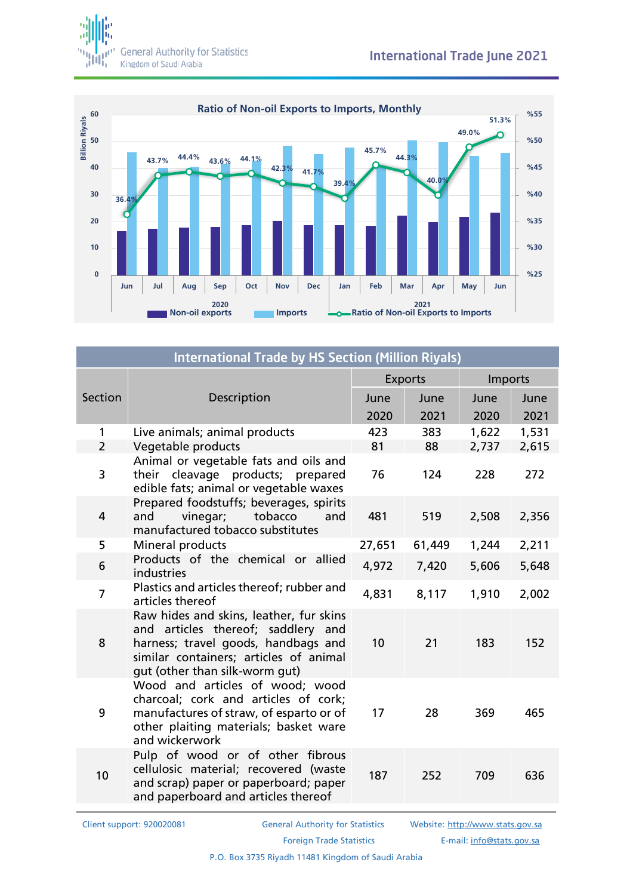## Ratio of Non-oil Exports to Imports, Monthly

| Month | Ratio of Non-oil Exports to Imports |
|---|---|
| Jun 2020 | 36.4% |
| Jul 2020 | 43.7% |
| Aug 2020 | 44.4% |
| Sep 2020 | 43.6% |
| Oct 2020 | 44.1% |
| Nov 2020 | 42.3% |
| Dec 2020 | 41.7% |
| Jan 2021 | 39.4% |
| Feb 2021 | 45.7% |
| Mar 2021 | 44.3% |
| Apr 2021 | 40.0% |
| May 2021 | 49.0% |
| Jun 2021 | 51.3% |

Non-oil exports | Imports | Ratio of Non-oil Exports to Imports

## International Trade by HS Section (Million Riyals)

| Section | Description | Exports | | Imports | |
|---|---|---|---|---|---|
| | | June 2020 | June 2021 | June 2020 | June 2021 |
| 1 | Live animals; animal products | 423 | 383 | 1,622 | 1,531 |
| 2 | Vegetable products | 81 | 88 | 2,737 | 2,615 |
| 3 | Animal or vegetable fats and oils and their cleavage products; prepared edible fats; animal or vegetable waxes | 76 | 124 | 228 | 272 |
| 4 | Prepared foodstuffs; beverages, spirits and vinegar; tobacco and manufactured tobacco substitutes | 481 | 519 | 2,508 | 2,356 |
| 5 | Mineral products | 27,651 | 61,449 | 1,244 | 2,211 |
| 6 | Products of the chemical or allied industries | 4,972 | 7,420 | 5,606 | 5,648 |
| 7 | Plastics and articles thereof; rubber and articles thereof | 4,831 | 8,117 | 1,910 | 2,002 |
| 8 | Raw hides and skins, leather, fur skins and articles thereof; saddlery and harness; travel goods, handbags and similar containers; articles of animal gut (other than silk-worm gut) | 10 | 21 | 183 | 152 |
| 9 | Wood and articles of wood; wood charcoal; cork and articles of cork; manufactures of straw, of esparto or of other plaiting materials; basket ware and wickerwork | 17 | 28 | 369 | 465 |
| 10 | Pulp of wood or of other fibrous cellulosic material; recovered (waste and scrap) paper or paperboard; paper and paperboard and articles thereof | 187 | 252 | 709 | 636 |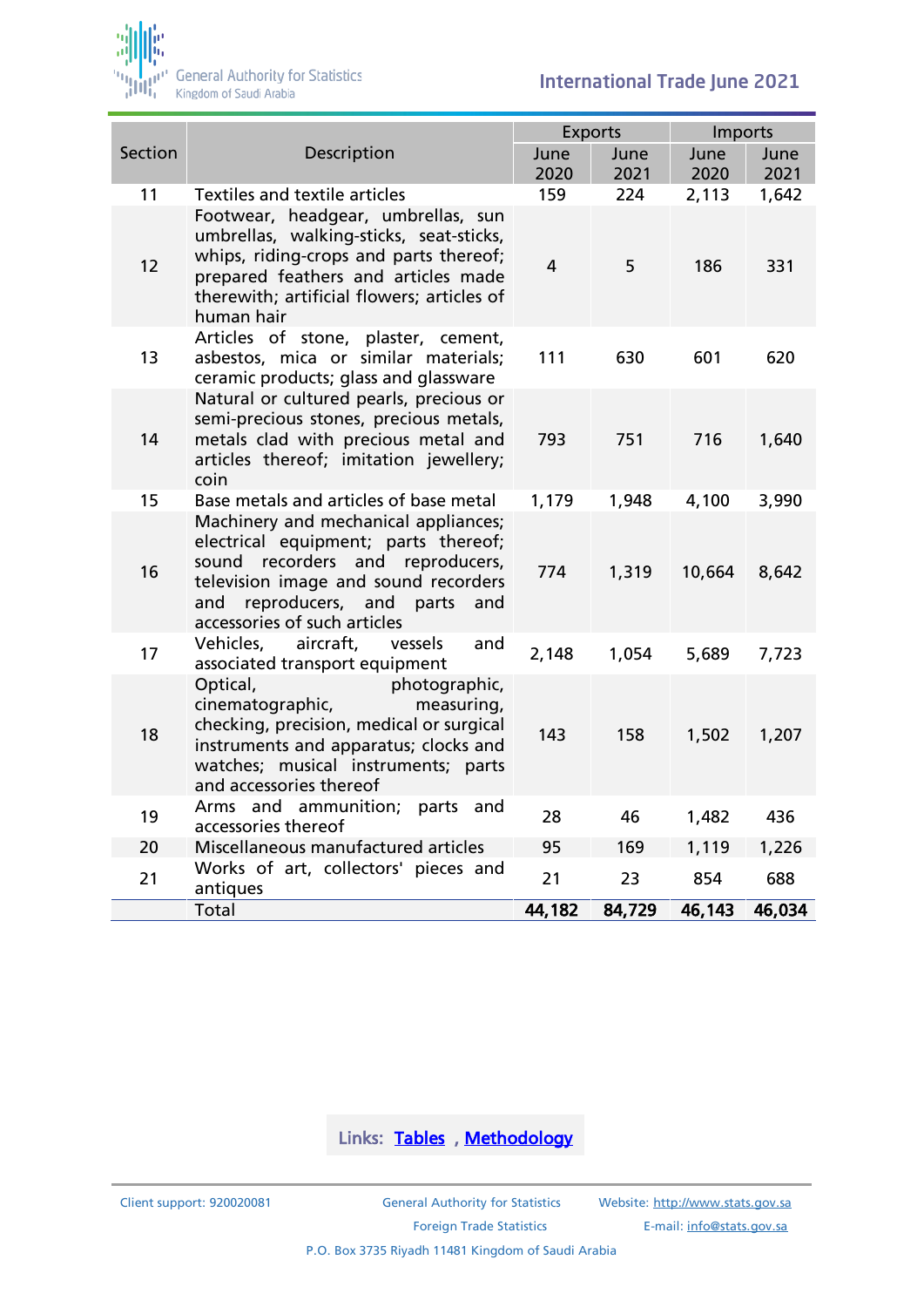| Section | Description | Exports | | Imports | |
|---|---|---|---|---|---|
| | | June 2020 | June 2021 | June 2020 | June 2021 |
| 11 | Textiles and textile articles | 159 | 224 | 2,113 | 1,642 |
| 12 | Footwear, headgear, umbrellas, sun umbrellas, walking-sticks, seat-sticks, whips, riding-crops and parts thereof; prepared feathers and articles made therewith; artificial flowers; articles of human hair | 4 | 5 | 186 | 331 |
| 13 | Articles of stone, plaster, cement, asbestos, mica or similar materials; ceramic products; glass and glassware | 111 | 630 | 601 | 620 |
| 14 | Natural or cultured pearls, precious or semi-precious stones, precious metals, metals clad with precious metal and articles thereof; imitation jewellery; coin | 793 | 751 | 716 | 1,640 |
| 15 | Base metals and articles of base metal | 1,179 | 1,948 | 4,100 | 3,990 |
| 16 | Machinery and mechanical appliances; electrical equipment; parts thereof; sound recorders and reproducers, television image and sound recorders and reproducers, and parts and accessories of such articles | 774 | 1,319 | 10,664 | 8,642 |
| 17 | Vehicles, aircraft, vessels and associated transport equipment | 2,148 | 1,054 | 5,689 | 7,723 |
| 18 | Optical, photographic, cinematographic, measuring, checking, precision, medical or surgical instruments and apparatus; clocks and watches; musical instruments; parts and accessories thereof | 143 | 158 | 1,502 | 1,207 |
| 19 | Arms and ammunition; parts and accessories thereof | 28 | 46 | 1,482 | 436 |
| 20 | Miscellaneous manufactured articles | 95 | 169 | 1,119 | 1,226 |
| 21 | Works of art, collectors' pieces and antiques | 21 | 23 | 854 | 688 |
| | Total | **44,182** | **84,729** | **46,143** | **46,034** |

Links: [Tables](), [Methodology]()

Client support: 920020081

General Authority for Statistics
Foreign Trade Statistics

Website: http://www.stats.gov.sa
E-mail: info@stats.gov.sa

P.O. Box 3735 Riyadh 11481 Kingdom of Saudi Arabia